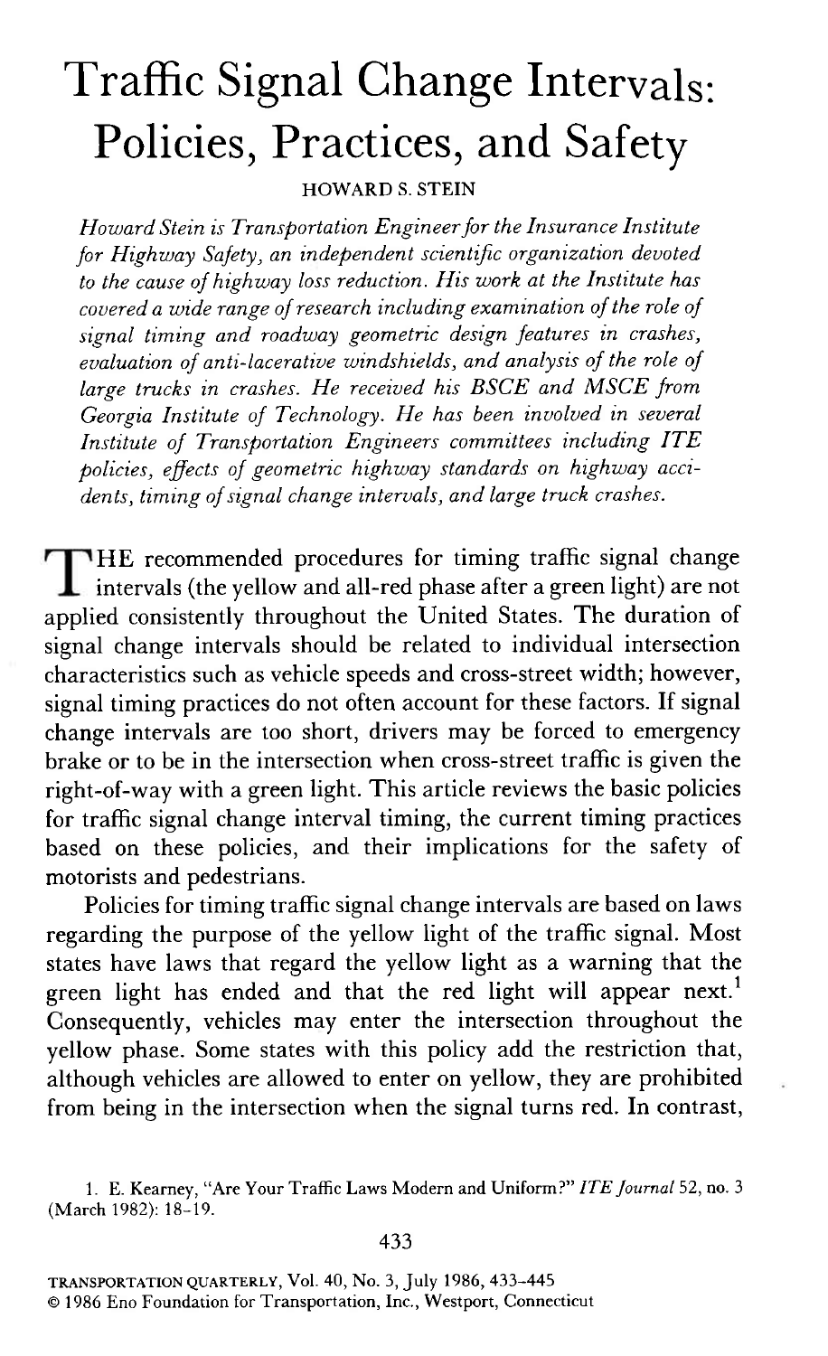# Traffic Signal Change Intervals: Policies, Practices, and Safety

HOWARD S. STEIN

*Howard Stein is Transportation Engineer for the Insurance Institute for Highway Safety, an independent scientific organization devoted to the cause of highway loss reduction. His work at the Institute has covered a wide range of research including examination of the role of signal timing and roadway geometric design features in crashes, evaluation of anti-lacerative windshields, and analysis of the role of large trucks in crashes. He received his BSCE and MSCE from Georgia Institute of Technology. He has been involved in several Institute of Transportation Engineers committees including ITE policies, effects of geometric highway standards on highway accidents, timing of signal change intervals, and large truck crashes.*

THE recommended procedures for timing traffic signal change intervals (the yellow and all-red phase after a green light) are not applied consistently throughout the United States. The duration of signal change intervals should be related to individual intersection characteristics such as vehicle speeds and cross-street width; however, signal timing practices do not often account for these factors. If signal change intervals are too short, drivers may be forced to emergency brake or to be in the intersection when cross-street traffic is given the right-of-way with a green light. This article reviews the basic policies for traffic signal change interval timing, the current timing practices based on these policies, and their implications for the safety of motorists and pedestrians.

Policies for timing traffic signal change intervals are based on laws regarding the purpose of the yellow light of the traffic signal. Most states have laws that regard the yellow light as a warning that the green light has ended and that the red light will appear next.[1] Consequently, vehicles may enter the intersection throughout the yellow phase. Some states with this policy add the restriction that, although vehicles are allowed to enter on yellow, they are prohibited from being in the intersection when the signal turns red. In contrast,

1. E. Kearney, "Are Your Traffic Laws Modern and Uniform?" *ITE Journal* 52, no. 3 (March 1982): 18–19.

TRANSPORTATION QUARTERLY, Vol. 40, No. 3, July 1986, 433–445
© 1986 Eno Foundation for Transportation, Inc., Westport, Connecticut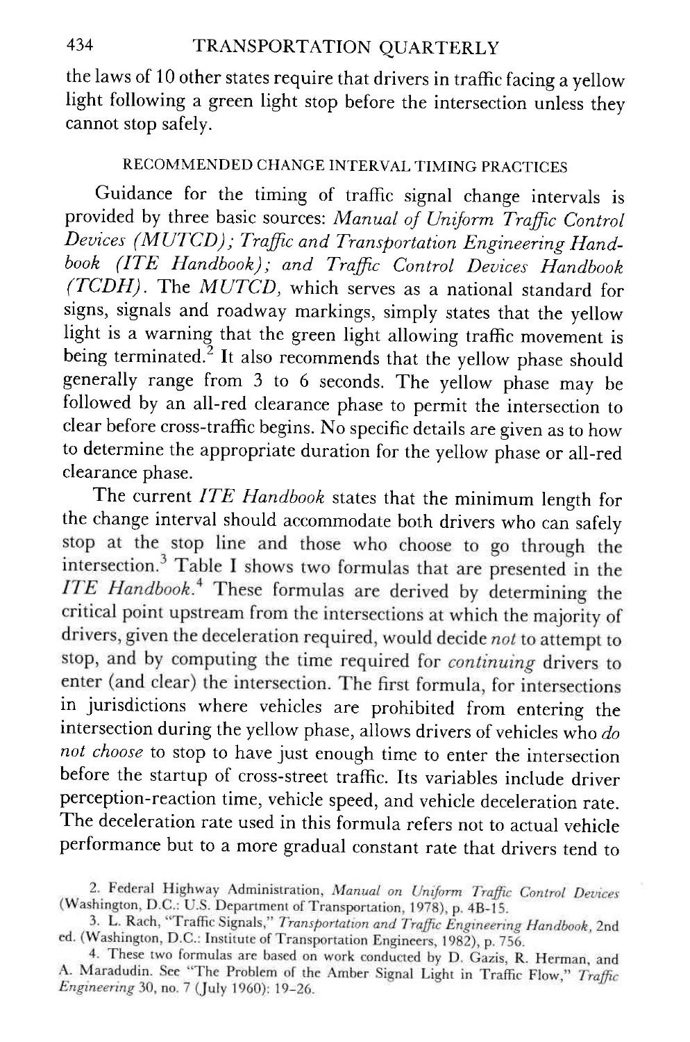the laws of 10 other states require that drivers in traffic facing a yellow light following a green light stop before the intersection unless they cannot stop safely.

## RECOMMENDED CHANGE INTERVAL TIMING PRACTICES

Guidance for the timing of traffic signal change intervals is provided by three basic sources: *Manual of Uniform Traffic Control Devices (MUTCD); Traffic and Transportation Engineering Handbook (ITE Handbook); and Traffic Control Devices Handbook (TCDH)*. The *MUTCD*, which serves as a national standard for signs, signals and roadway markings, simply states that the yellow light is a warning that the green light allowing traffic movement is being terminated.[2] It also recommends that the yellow phase should generally range from 3 to 6 seconds. The yellow phase may be followed by an all-red clearance phase to permit the intersection to clear before cross-traffic begins. No specific details are given as to how to determine the appropriate duration for the yellow phase or all-red clearance phase.

The current *ITE Handbook* states that the minimum length for the change interval should accommodate both drivers who can safely stop at the stop line and those who choose to go through the intersection.[3] Table I shows two formulas that are presented in the *ITE Handbook*.[4] These formulas are derived by determining the critical point upstream from the intersections at which the majority of drivers, given the deceleration required, would decide *not* to attempt to stop, and by computing the time required for *continuing* drivers to enter (and clear) the intersection. The first formula, for intersections in jurisdictions where vehicles are prohibited from entering the intersection during the yellow phase, allows drivers of vehicles who *do not choose* to stop to have just enough time to enter the intersection before the startup of cross-street traffic. Its variables include driver perception-reaction time, vehicle speed, and vehicle deceleration rate. The deceleration rate used in this formula refers not to actual vehicle performance but to a more gradual constant rate that drivers tend to

2. Federal Highway Administration, *Manual on Uniform Traffic Control Devices* (Washington, D.C.: U.S. Department of Transportation, 1978), p. 4B-15.

3. L. Rach, "Traffic Signals," *Transportation and Traffic Engineering Handbook*, 2nd ed. (Washington, D.C.: Institute of Transportation Engineers, 1982), p. 756.

4. These two formulas are based on work conducted by D. Gazis, R. Herman, and A. Maradudin. See "The Problem of the Amber Signal Light in Traffic Flow," *Traffic Engineering* 30, no. 7 (July 1960): 19–26.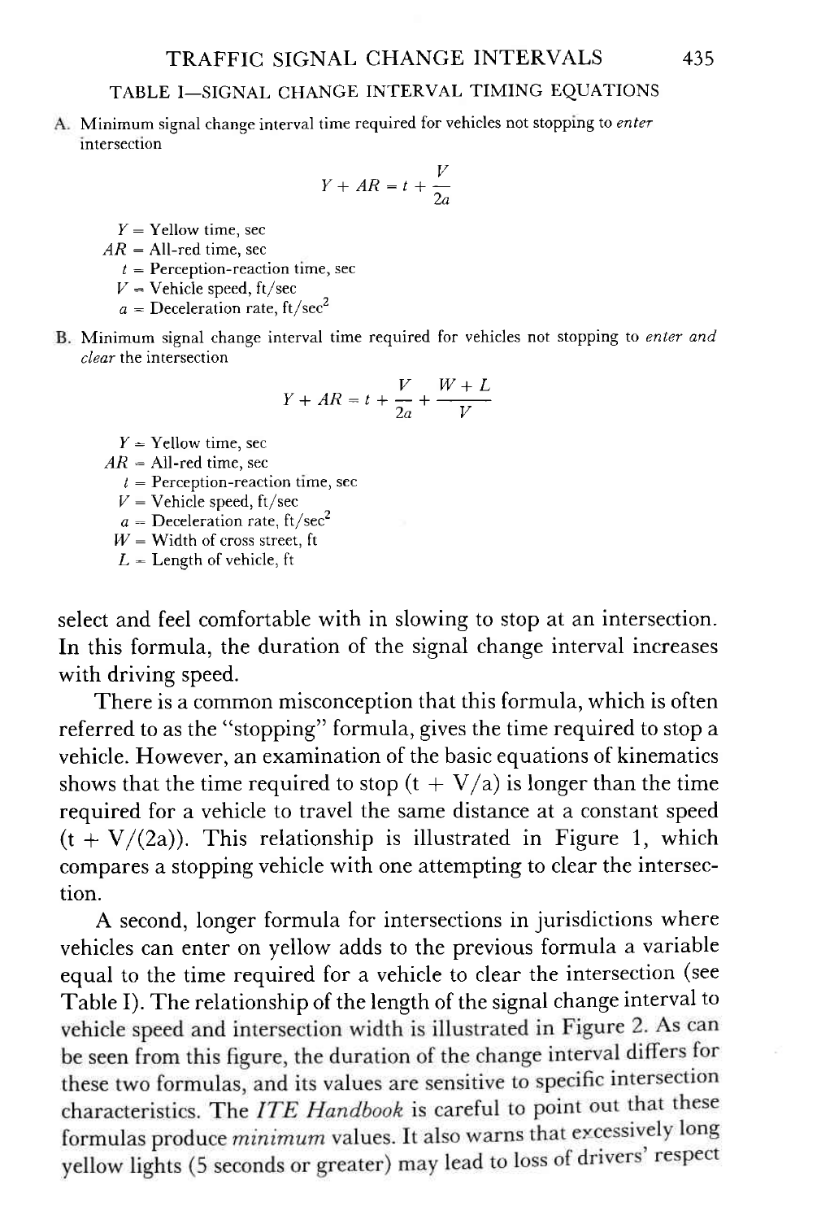### TABLE I—SIGNAL CHANGE INTERVAL TIMING EQUATIONS

A. Minimum signal change interval time required for vehicles not stopping to *enter* intersection

$$Y + AR = t + \frac{V}{2a}$$

$Y$ = Yellow time, sec
$AR$ = All-red time, sec
$t$ = Perception-reaction time, sec
$V$ = Vehicle speed, ft/sec
$a$ = Deceleration rate, ft/sec$^2$

B. Minimum signal change interval time required for vehicles not stopping to *enter and clear* the intersection

$$Y + AR = t + \frac{V}{2a} + \frac{W + L}{V}$$

$Y$ = Yellow time, sec
$AR$ = All-red time, sec
$t$ = Perception-reaction time, sec
$V$ = Vehicle speed, ft/sec
$a$ = Deceleration rate, ft/sec$^2$
$W$ = Width of cross street, ft
$L$ = Length of vehicle, ft

select and feel comfortable with in slowing to stop at an intersection. In this formula, the duration of the signal change interval increases with driving speed.

There is a common misconception that this formula, which is often referred to as the "stopping" formula, gives the time required to stop a vehicle. However, an examination of the basic equations of kinematics shows that the time required to stop ($t + V/a$) is longer than the time required for a vehicle to travel the same distance at a constant speed ($t + V/(2a)$). This relationship is illustrated in Figure 1, which compares a stopping vehicle with one attempting to clear the intersection.

A second, longer formula for intersections in jurisdictions where vehicles can enter on yellow adds to the previous formula a variable equal to the time required for a vehicle to clear the intersection (see Table I). The relationship of the length of the signal change interval to vehicle speed and intersection width is illustrated in Figure 2. As can be seen from this figure, the duration of the change interval differs for these two formulas, and its values are sensitive to specific intersection characteristics. The *ITE Handbook* is careful to point out that these formulas produce *minimum* values. It also warns that excessively long yellow lights (5 seconds or greater) may lead to loss of drivers' respect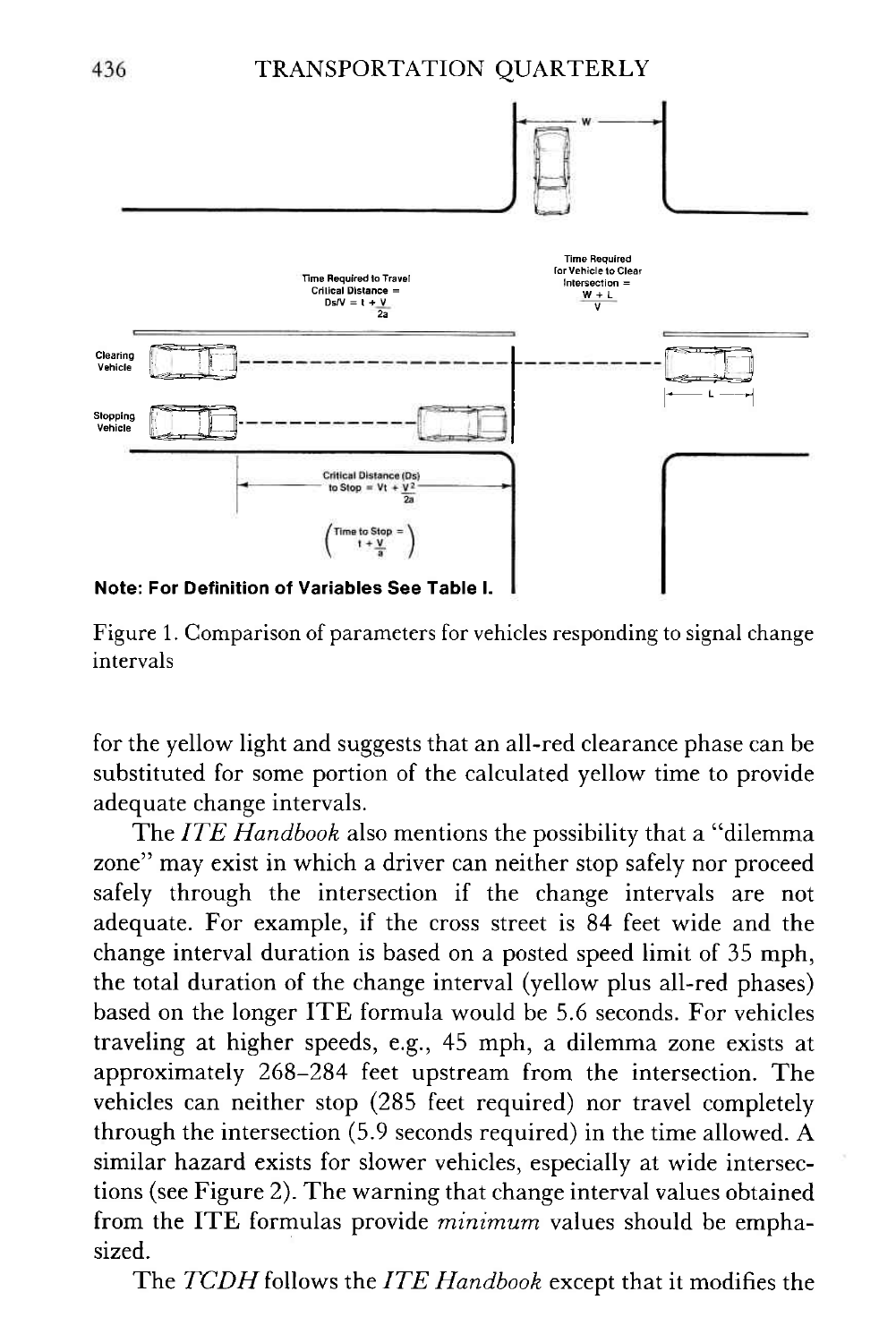Time Required to Travel Critical Distance = $D_s/V = t + \frac{V}{2a}$

Time Required for Vehicle to Clear Intersection = $\frac{W + L}{V}$

Clearing Vehicle

Stopping Vehicle

Critical Distance ($D_s$) to Stop = $Vt + \frac{V^2}{2a}$

(Time to Stop = $t + \frac{V}{a}$)

W

L

**Note: For Definition of Variables See Table I.**

Figure 1. Comparison of parameters for vehicles responding to signal change intervals

for the yellow light and suggests that an all-red clearance phase can be substituted for some portion of the calculated yellow time to provide adequate change intervals.

The *ITE Handbook* also mentions the possibility that a "dilemma zone" may exist in which a driver can neither stop safely nor proceed safely through the intersection if the change intervals are not adequate. For example, if the cross street is 84 feet wide and the change interval duration is based on a posted speed limit of 35 mph, the total duration of the change interval (yellow plus all-red phases) based on the longer ITE formula would be 5.6 seconds. For vehicles traveling at higher speeds, e.g., 45 mph, a dilemma zone exists at approximately 268–284 feet upstream from the intersection. The vehicles can neither stop (285 feet required) nor travel completely through the intersection (5.9 seconds required) in the time allowed. A similar hazard exists for slower vehicles, especially at wide intersections (see Figure 2). The warning that change interval values obtained from the ITE formulas provide *minimum* values should be emphasized.

The *TCDH* follows the *ITE Handbook* except that it modifies the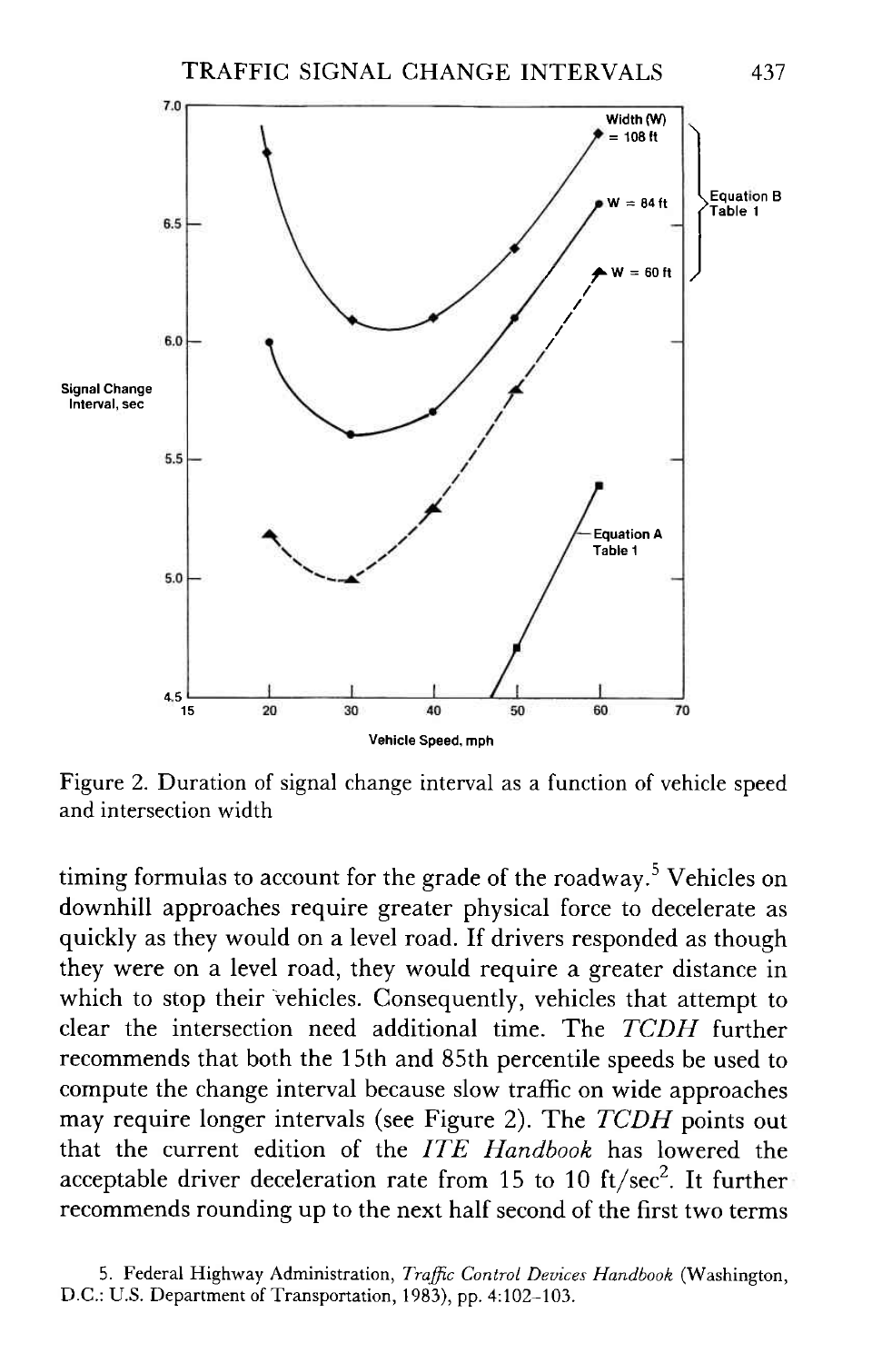Figure 2. Duration of signal change interval as a function of vehicle speed and intersection width

timing formulas to account for the grade of the roadway.[5] Vehicles on downhill approaches require greater physical force to decelerate as quickly as they would on a level road. If drivers responded as though they were on a level road, they would require a greater distance in which to stop their vehicles. Consequently, vehicles that attempt to clear the intersection need additional time. The *TCDH* further recommends that both the 15th and 85th percentile speeds be used to compute the change interval because slow traffic on wide approaches may require longer intervals (see Figure 2). The *TCDH* points out that the current edition of the *ITE Handbook* has lowered the acceptable driver deceleration rate from 15 to 10 ft/sec$^2$. It further recommends rounding up to the next half second of the first two terms

5. Federal Highway Administration, *Traffic Control Devices Handbook* (Washington, D.C.: U.S. Department of Transportation, 1983), pp. 4:102–103.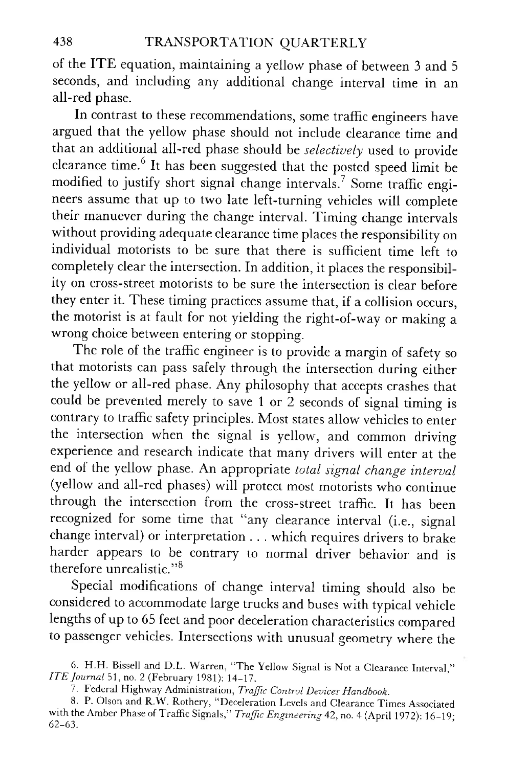of the ITE equation, maintaining a yellow phase of between 3 and 5 seconds, and including any additional change interval time in an all-red phase.

In contrast to these recommendations, some traffic engineers have argued that the yellow phase should not include clearance time and that an additional all-red phase should be *selectively* used to provide clearance time.[6] It has been suggested that the posted speed limit be modified to justify short signal change intervals.[7] Some traffic engineers assume that up to two late left-turning vehicles will complete their manuever during the change interval. Timing change intervals without providing adequate clearance time places the responsibility on individual motorists to be sure that there is sufficient time left to completely clear the intersection. In addition, it places the responsibility on cross-street motorists to be sure the intersection is clear before they enter it. These timing practices assume that, if a collision occurs, the motorist is at fault for not yielding the right-of-way or making a wrong choice between entering or stopping.

The role of the traffic engineer is to provide a margin of safety so that motorists can pass safely through the intersection during either the yellow or all-red phase. Any philosophy that accepts crashes that could be prevented merely to save 1 or 2 seconds of signal timing is contrary to traffic safety principles. Most states allow vehicles to enter the intersection when the signal is yellow, and common driving experience and research indicate that many drivers will enter at the end of the yellow phase. An appropriate *total signal change interval* (yellow and all-red phases) will protect most motorists who continue through the intersection from the cross-street traffic. It has been recognized for some time that "any clearance interval (i.e., signal change interval) or interpretation . . . which requires drivers to brake harder appears to be contrary to normal driver behavior and is therefore unrealistic."[8]

Special modifications of change interval timing should also be considered to accommodate large trucks and buses with typical vehicle lengths of up to 65 feet and poor deceleration characteristics compared to passenger vehicles. Intersections with unusual geometry where the

6. H.H. Bissell and D.L. Warren, "The Yellow Signal is Not a Clearance Interval," *ITE Journal* 51, no. 2 (February 1981): 14–17.

7. Federal Highway Administration, *Traffic Control Devices Handbook*.

8. P. Olson and R.W. Rothery, "Deceleration Levels and Clearance Times Associated with the Amber Phase of Traffic Signals," *Traffic Engineering* 42, no. 4 (April 1972): 16–19; 62–63.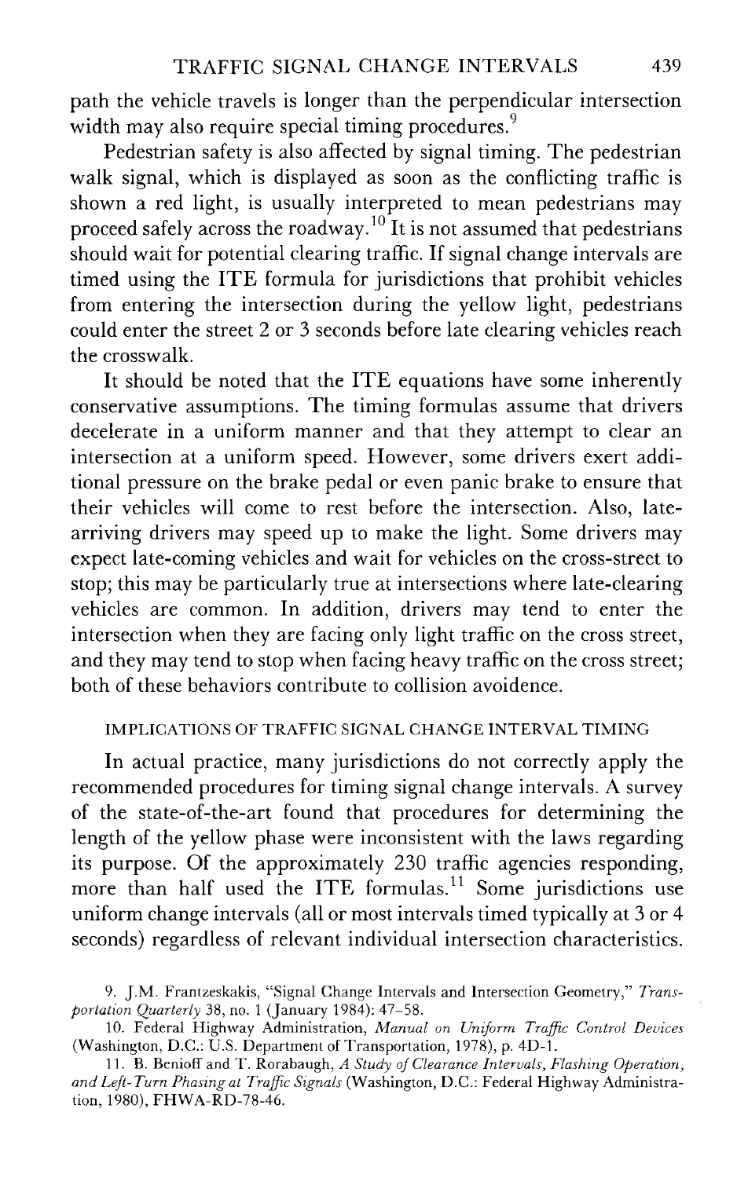path the vehicle travels is longer than the perpendicular intersection width may also require special timing procedures.[9]

Pedestrian safety is also affected by signal timing. The pedestrian walk signal, which is displayed as soon as the conflicting traffic is shown a red light, is usually interpreted to mean pedestrians may proceed safely across the roadway.[10] It is not assumed that pedestrians should wait for potential clearing traffic. If signal change intervals are timed using the ITE formula for jurisdictions that prohibit vehicles from entering the intersection during the yellow light, pedestrians could enter the street 2 or 3 seconds before late clearing vehicles reach the crosswalk.

It should be noted that the ITE equations have some inherently conservative assumptions. The timing formulas assume that drivers decelerate in a uniform manner and that they attempt to clear an intersection at a uniform speed. However, some drivers exert additional pressure on the brake pedal or even panic brake to ensure that their vehicles will come to rest before the intersection. Also, late-arriving drivers may speed up to make the light. Some drivers may expect late-coming vehicles and wait for vehicles on the cross-street to stop; this may be particularly true at intersections where late-clearing vehicles are common. In addition, drivers may tend to enter the intersection when they are facing only light traffic on the cross street, and they may tend to stop when facing heavy traffic on the cross street; both of these behaviors contribute to collision avoidence.

### IMPLICATIONS OF TRAFFIC SIGNAL CHANGE INTERVAL TIMING

In actual practice, many jurisdictions do not correctly apply the recommended procedures for timing signal change intervals. A survey of the state-of-the-art found that procedures for determining the length of the yellow phase were inconsistent with the laws regarding its purpose. Of the approximately 230 traffic agencies responding, more than half used the ITE formulas.[11] Some jurisdictions use uniform change intervals (all or most intervals timed typically at 3 or 4 seconds) regardless of relevant individual intersection characteristics.

---

9. J.M. Frantzeskakis, "Signal Change Intervals and Intersection Geometry," *Transportation Quarterly* 38, no. 1 (January 1984): 47–58.

10. Federal Highway Administration, *Manual on Uniform Traffic Control Devices* (Washington, D.C.: U.S. Department of Transportation, 1978), p. 4D-1.

11. B. Benioff and T. Rorabaugh, *A Study of Clearance Intervals, Flashing Operation, and Left-Turn Phasing at Traffic Signals* (Washington, D.C.: Federal Highway Administration, 1980), FHWA-RD-78-46.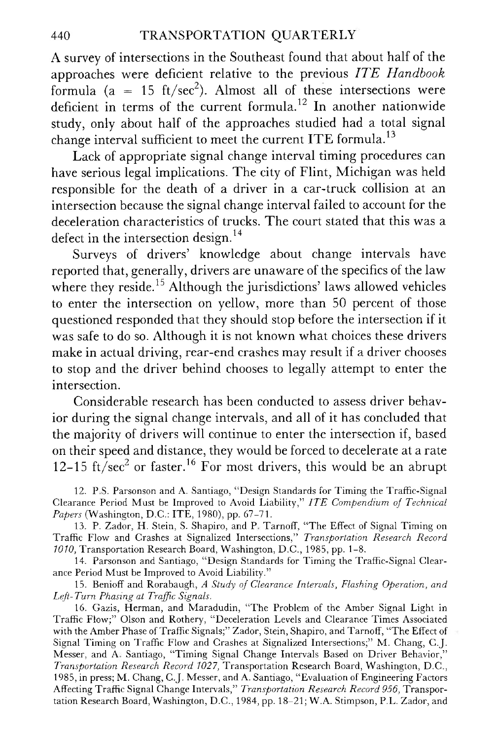A survey of intersections in the Southeast found that about half of the approaches were deficient relative to the previous *ITE Handbook* formula ($a = 15$ ft/sec$^2$). Almost all of these intersections were deficient in terms of the current formula.[12] In another nationwide study, only about half of the approaches studied had a total signal change interval sufficient to meet the current ITE formula.[13]

Lack of appropriate signal change interval timing procedures can have serious legal implications. The city of Flint, Michigan was held responsible for the death of a driver in a car-truck collision at an intersection because the signal change interval failed to account for the deceleration characteristics of trucks. The court stated that this was a defect in the intersection design.[14]

Surveys of drivers' knowledge about change intervals have reported that, generally, drivers are unaware of the specifics of the law where they reside.[15] Although the jurisdictions' laws allowed vehicles to enter the intersection on yellow, more than 50 percent of those questioned responded that they should stop before the intersection if it was safe to do so. Although it is not known what choices these drivers make in actual driving, rear-end crashes may result if a driver chooses to stop and the driver behind chooses to legally attempt to enter the intersection.

Considerable research has been conducted to assess driver behavior during the signal change intervals, and all of it has concluded that the majority of drivers will continue to enter the intersection if, based on their speed and distance, they would be forced to decelerate at a rate 12–15 ft/sec$^2$ or faster.[16] For most drivers, this would be an abrupt

12. P.S. Parsonson and A. Santiago, "Design Standards for Timing the Traffic-Signal Clearance Period Must be Improved to Avoid Liability," *ITE Compendium of Technical Papers* (Washington, D.C.: ITE, 1980), pp. 67–71.

13. P. Zador, H. Stein, S. Shapiro, and P. Tarnoff, "The Effect of Signal Timing on Traffic Flow and Crashes at Signalized Intersections," *Transportation Research Record 1010*, Transportation Research Board, Washington, D.C., 1985, pp. 1–8.

14. Parsonson and Santiago, "Design Standards for Timing the Traffic-Signal Clearance Period Must be Improved to Avoid Liability."

15. Benioff and Rorabaugh, *A Study of Clearance Intervals, Flashing Operation, and Left-Turn Phasing at Traffic Signals.*

16. Gazis, Herman, and Maradudin, "The Problem of the Amber Signal Light in Traffic Flow;" Olson and Rothery, "Deceleration Levels and Clearance Times Associated with the Amber Phase of Traffic Signals;" Zador, Stein, Shapiro, and Tarnoff, "The Effect of Signal Timing on Traffic Flow and Crashes at Signalized Intersections;" M. Chang, C.J. Messer, and A. Santiago, "Timing Signal Change Intervals Based on Driver Behavior," *Transportation Research Record 1027*, Transportation Research Board, Washington, D.C., 1985, in press; M. Chang, C.J. Messer, and A. Santiago, "Evaluation of Engineering Factors Affecting Traffic Signal Change Intervals," *Transportation Research Record 956*, Transportation Research Board, Washington, D.C., 1984, pp. 18–21; W.A. Stimpson, P.L. Zador, and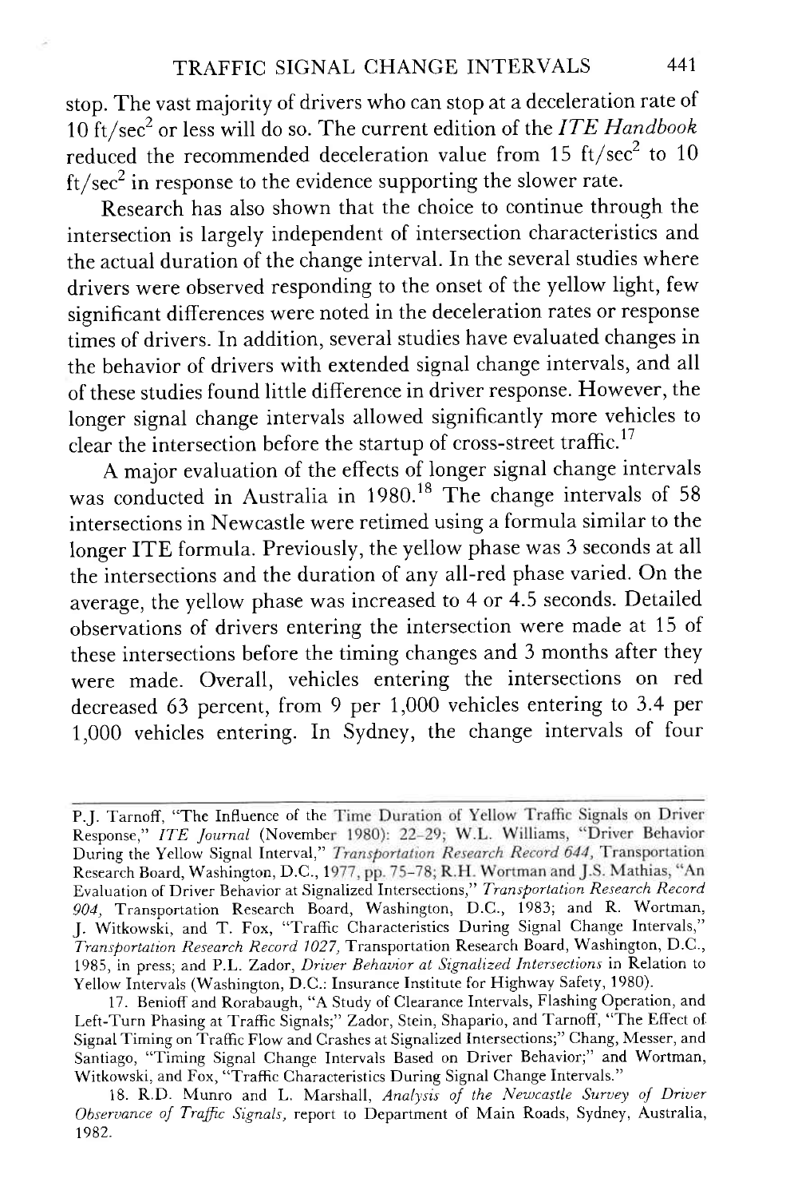stop. The vast majority of drivers who can stop at a deceleration rate of 10 ft/sec$^2$ or less will do so. The current edition of the *ITE Handbook* reduced the recommended deceleration value from 15 ft/sec$^2$ to 10 ft/sec$^2$ in response to the evidence supporting the slower rate.

Research has also shown that the choice to continue through the intersection is largely independent of intersection characteristics and the actual duration of the change interval. In the several studies where drivers were observed responding to the onset of the yellow light, few significant differences were noted in the deceleration rates or response times of drivers. In addition, several studies have evaluated changes in the behavior of drivers with extended signal change intervals, and all of these studies found little difference in driver response. However, the longer signal change intervals allowed significantly more vehicles to clear the intersection before the startup of cross-street traffic.[17]

A major evaluation of the effects of longer signal change intervals was conducted in Australia in 1980.[18] The change intervals of 58 intersections in Newcastle were retimed using a formula similar to the longer ITE formula. Previously, the yellow phase was 3 seconds at all the intersections and the duration of any all-red phase varied. On the average, the yellow phase was increased to 4 or 4.5 seconds. Detailed observations of drivers entering the intersection were made at 15 of these intersections before the timing changes and 3 months after they were made. Overall, vehicles entering the intersections on red decreased 63 percent, from 9 per 1,000 vehicles entering to 3.4 per 1,000 vehicles entering. In Sydney, the change intervals of four

---

P.J. Tarnoff, "The Influence of the Time Duration of Yellow Traffic Signals on Driver Response," *ITE Journal* (November 1980): 22–29; W.L. Williams, "Driver Behavior During the Yellow Signal Interval," *Transportation Research Record 644*, Transportation Research Board, Washington, D.C., 1977, pp. 75–78; R.H. Wortman and J.S. Mathias, "An Evaluation of Driver Behavior at Signalized Intersections," *Transportation Research Record 904*, Transportation Research Board, Washington, D.C., 1983; and R. Wortman, J. Witkowski, and T. Fox, "Traffic Characteristics During Signal Change Intervals," *Transportation Research Record 1027*, Transportation Research Board, Washington, D.C., 1985, in press; and P.L. Zador, *Driver Behavior at Signalized Intersections* in Relation to Yellow Intervals (Washington, D.C.: Insurance Institute for Highway Safety, 1980).

17. Benioff and Rorabaugh, "A Study of Clearance Intervals, Flashing Operation, and Left-Turn Phasing at Traffic Signals;" Zador, Stein, Shapario, and Tarnoff, "The Effect of Signal Timing on Traffic Flow and Crashes at Signalized Intersections;" Chang, Messer, and Santiago, "Timing Signal Change Intervals Based on Driver Behavior;" and Wortman, Witkowski, and Fox, "Traffic Characteristics During Signal Change Intervals."

18. R.D. Munro and L. Marshall, *Analysis of the Newcastle Survey of Driver Observance of Traffic Signals*, report to Department of Main Roads, Sydney, Australia, 1982.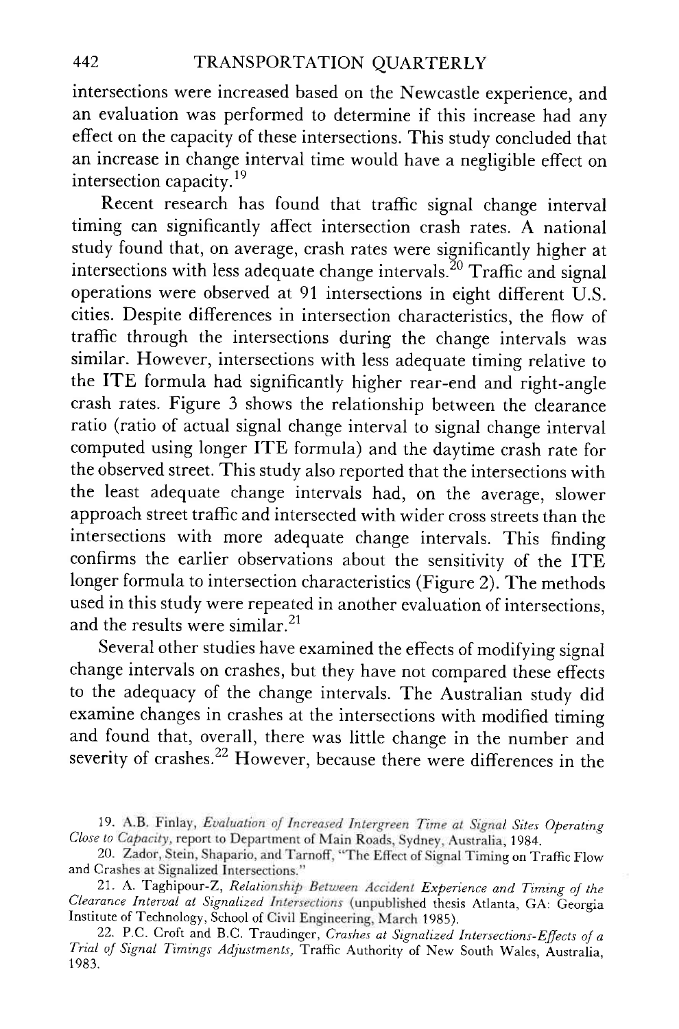intersections were increased based on the Newcastle experience, and an evaluation was performed to determine if this increase had any effect on the capacity of these intersections. This study concluded that an increase in change interval time would have a negligible effect on intersection capacity.[19]

Recent research has found that traffic signal change interval timing can significantly affect intersection crash rates. A national study found that, on average, crash rates were significantly higher at intersections with less adequate change intervals.[20] Traffic and signal operations were observed at 91 intersections in eight different U.S. cities. Despite differences in intersection characteristics, the flow of traffic through the intersections during the change intervals was similar. However, intersections with less adequate timing relative to the ITE formula had significantly higher rear-end and right-angle crash rates. Figure 3 shows the relationship between the clearance ratio (ratio of actual signal change interval to signal change interval computed using longer ITE formula) and the daytime crash rate for the observed street. This study also reported that the intersections with the least adequate change intervals had, on the average, slower approach street traffic and intersected with wider cross streets than the intersections with more adequate change intervals. This finding confirms the earlier observations about the sensitivity of the ITE longer formula to intersection characteristics (Figure 2). The methods used in this study were repeated in another evaluation of intersections, and the results were similar.[21]

Several other studies have examined the effects of modifying signal change intervals on crashes, but they have not compared these effects to the adequacy of the change intervals. The Australian study did examine changes in crashes at the intersections with modified timing and found that, overall, there was little change in the number and severity of crashes.[22] However, because there were differences in the

19. A.B. Finlay, *Evaluation of Increased Intergreen Time at Signal Sites Operating Close to Capacity*, report to Department of Main Roads, Sydney, Australia, 1984.

20. Zador, Stein, Shapario, and Tarnoff, "The Effect of Signal Timing on Traffic Flow and Crashes at Signalized Intersections."

21. A. Taghipour-Z, *Relationship Between Accident Experience and Timing of the Clearance Interval at Signalized Intersections* (unpublished thesis Atlanta, GA: Georgia Institute of Technology, School of Civil Engineering, March 1985).

22. P.C. Croft and B.C. Traudinger, *Crashes at Signalized Intersections-Effects of a Trial of Signal Timings Adjustments*, Traffic Authority of New South Wales, Australia, 1983.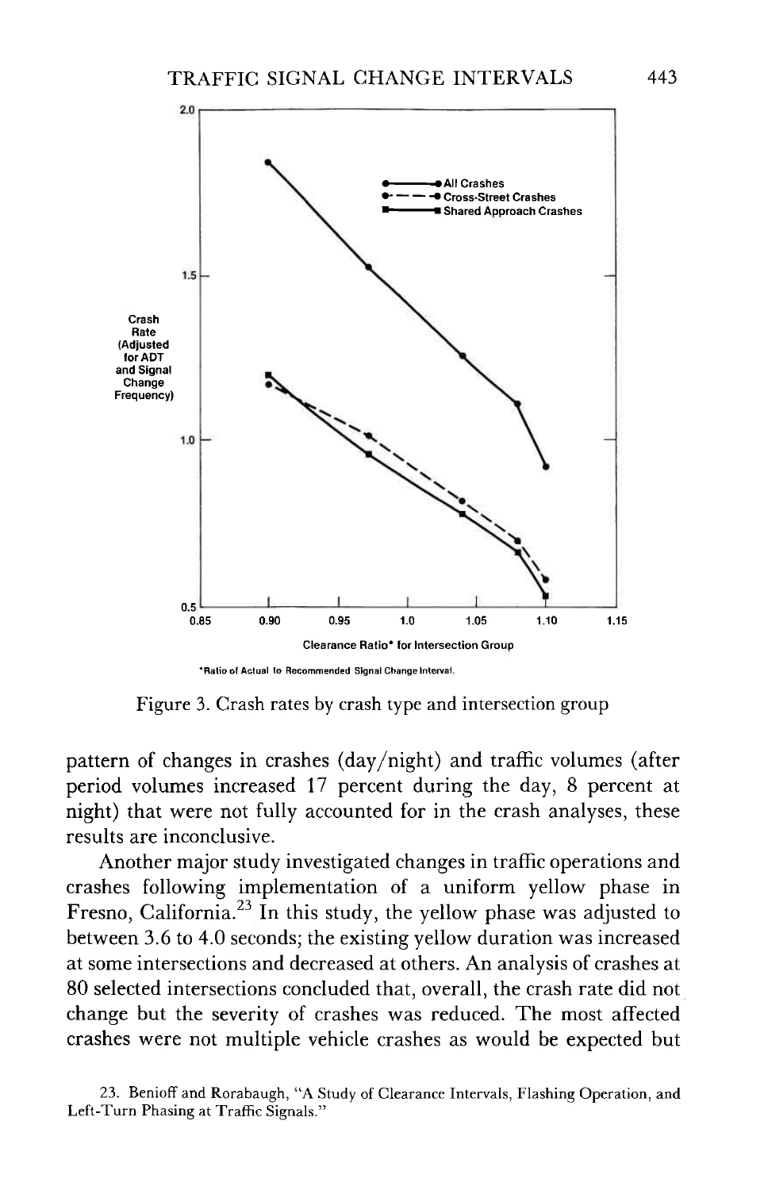*Ratio of Actual to Recommended Signal Change Interval.

Figure 3. Crash rates by crash type and intersection group

pattern of changes in crashes (day/night) and traffic volumes (after period volumes increased 17 percent during the day, 8 percent at night) that were not fully accounted for in the crash analyses, these results are inconclusive.

Another major study investigated changes in traffic operations and crashes following implementation of a uniform yellow phase in Fresno, California.[23] In this study, the yellow phase was adjusted to between 3.6 to 4.0 seconds; the existing yellow duration was increased at some intersections and decreased at others. An analysis of crashes at 80 selected intersections concluded that, overall, the crash rate did not change but the severity of crashes was reduced. The most affected crashes were not multiple vehicle crashes as would be expected but

23. Benioff and Rorabaugh, "A Study of Clearance Intervals, Flashing Operation, and Left-Turn Phasing at Traffic Signals."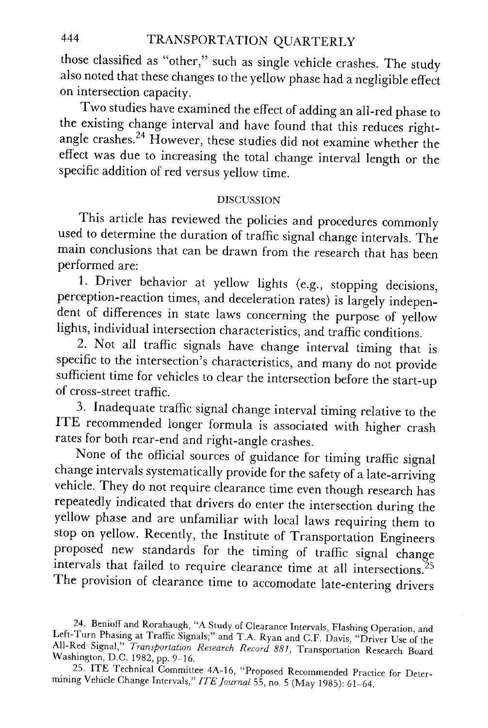those classified as "other," such as single vehicle crashes. The study also noted that these changes to the yellow phase had a negligible effect on intersection capacity.

Two studies have examined the effect of adding an all-red phase to the existing change interval and have found that this reduces right-angle crashes.[24] However, these studies did not examine whether the effect was due to increasing the total change interval length or the specific addition of red versus yellow time.

## DISCUSSION

This article has reviewed the policies and procedures commonly used to determine the duration of traffic signal change intervals. The main conclusions that can be drawn from the research that has been performed are:

1. Driver behavior at yellow lights (e.g., stopping decisions, perception-reaction times, and deceleration rates) is largely independent of differences in state laws concerning the purpose of yellow lights, individual intersection characteristics, and traffic conditions.
2. Not all traffic signals have change interval timing that is specific to the intersection's characteristics, and many do not provide sufficient time for vehicles to clear the intersection before the start-up of cross-street traffic.
3. Inadequate traffic signal change interval timing relative to the ITE recommended longer formula is associated with higher crash rates for both rear-end and right-angle crashes.

None of the official sources of guidance for timing traffic signal change intervals systematically provide for the safety of a late-arriving vehicle. They do not require clearance time even though research has repeatedly indicated that drivers do enter the intersection during the yellow phase and are unfamiliar with local laws requiring them to stop on yellow. Recently, the Institute of Transportation Engineers proposed new standards for the timing of traffic signal change intervals that failed to require clearance time at all intersections.[25] The provision of clearance time to accomodate late-entering drivers

24. Benioff and Rorabaugh, "A Study of Clearance Intervals, Flashing Operation, and Left-Turn Phasing at Traffic Signals;" and T.A. Ryan and C.F. Davis, "Driver Use of the All-Red Signal," *Transportation Research Record 881*, Transportation Research Board Washington, D.C. 1982, pp. 9–16.

25. ITE Technical Committee 4A-16, "Proposed Recommended Practice for Determining Vehicle Change Intervals," *ITE Journal* 55, no. 5 (May 1985): 61–64.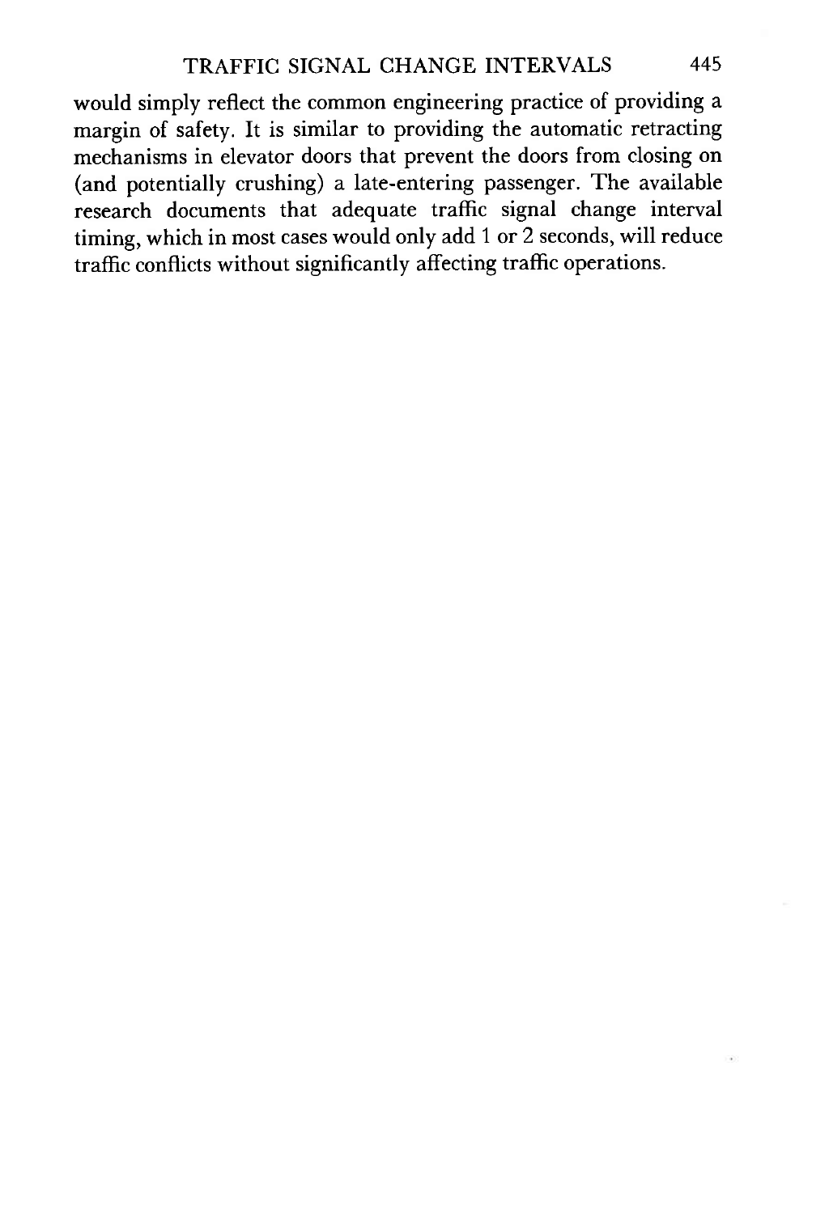would simply reflect the common engineering practice of providing a margin of safety. It is similar to providing the automatic retracting mechanisms in elevator doors that prevent the doors from closing on (and potentially crushing) a late-entering passenger. The available research documents that adequate traffic signal change interval timing, which in most cases would only add 1 or 2 seconds, will reduce traffic conflicts without significantly affecting traffic operations.